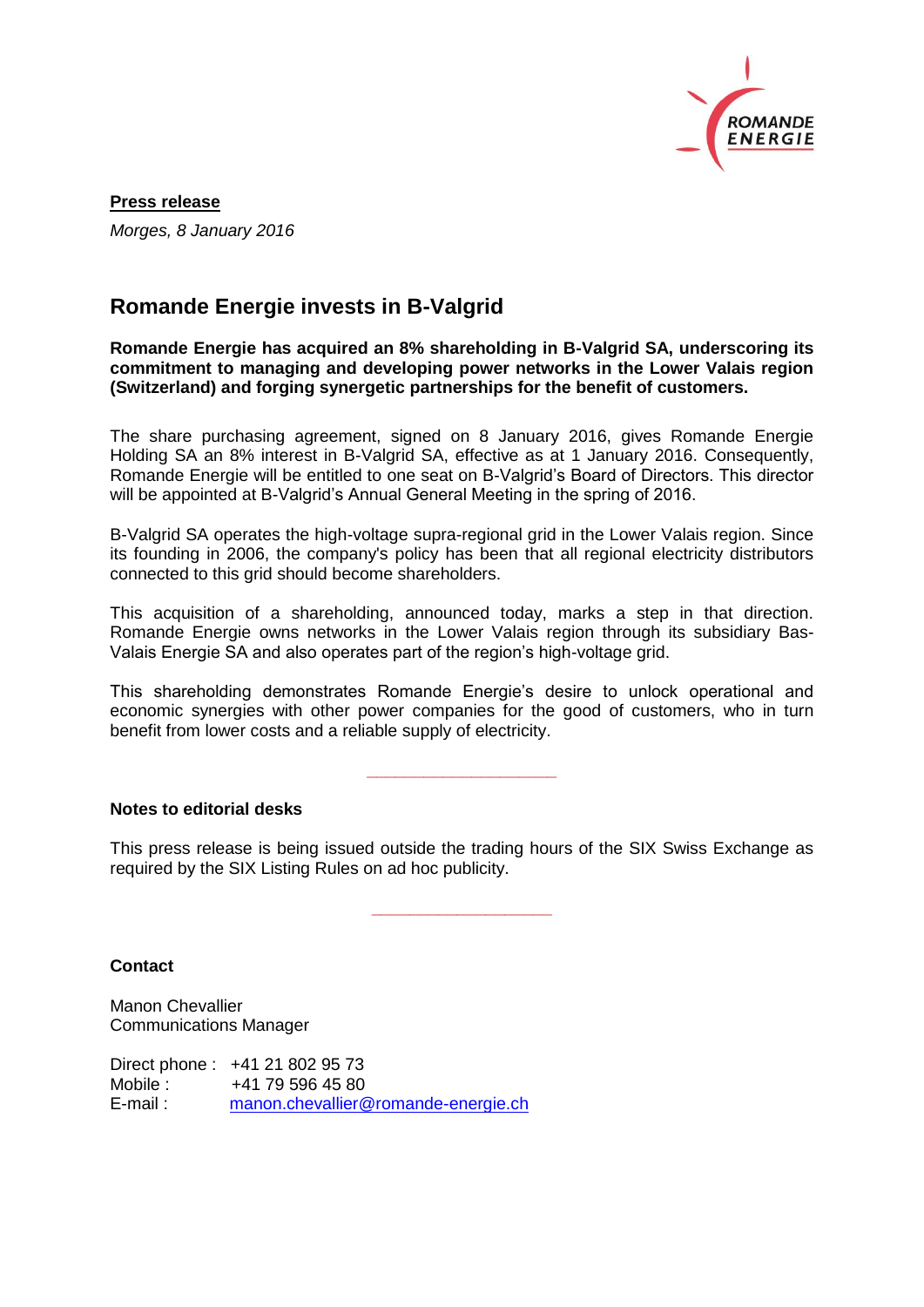**Press release**

*Morges, 8 January 2016*

# Romande Energie invests in B-Valgrid

**Romande Energie has acquired an 8% shareholding in B-Valgrid SA, underscoring its commitment to managing and developing power networks in the Lower Valais region (Switzerland) and forging synergetic partnerships for the benefit of customers.**

The share purchasing agreement, signed on 8 January 2016, gives Romande Energie Holding SA an 8% interest in B-Valgrid SA, effective as at 1 January 2016. Consequently, Romande Energie will be entitled to one seat on B-Valgrid's Board of Directors. This director will be appointed at B-Valgrid's Annual General Meeting in the spring of 2016.

B-Valgrid SA operates the high-voltage supra-regional grid in the Lower Valais region. Since its founding in 2006, the company's policy has been that all regional electricity distributors connected to this grid should become shareholders.

This acquisition of a shareholding, announced today, marks a step in that direction. Romande Energie owns networks in the Lower Valais region through its subsidiary Bas-Valais Energie SA and also operates part of the region's high-voltage grid.

This shareholding demonstrates Romande Energie's desire to unlock operational and economic synergies with other power companies for the good of customers, who in turn benefit from lower costs and a reliable supply of electricity.

---

**Notes to editorial desks**

This press release is being issued outside the trading hours of the SIX Swiss Exchange as required by the SIX Listing Rules on ad hoc publicity.

---

**Contact**

Manon Chevallier
Communications Manager

Direct phone : +41 21 802 95 73
Mobile : +41 79 596 45 80
E-mail : manon.chevallier@romande-energie.ch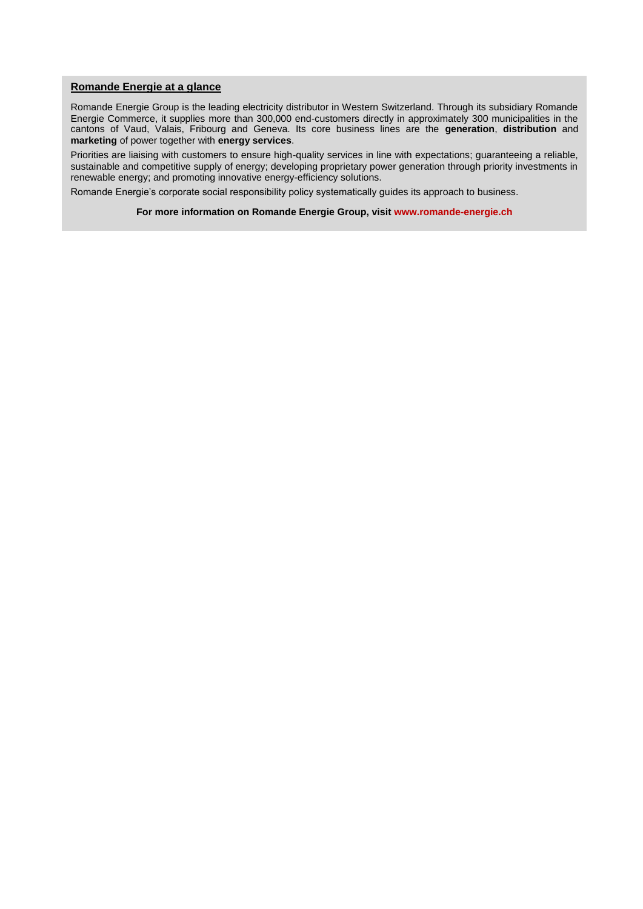**Romande Energie at a glance**

Romande Energie Group is the leading electricity distributor in Western Switzerland. Through its subsidiary Romande Energie Commerce, it supplies more than 300,000 end-customers directly in approximately 300 municipalities in the cantons of Vaud, Valais, Fribourg and Geneva. Its core business lines are the **generation**, **distribution** and **marketing** of power together with **energy services**.

Priorities are liaising with customers to ensure high-quality services in line with expectations; guaranteeing a reliable, sustainable and competitive supply of energy; developing proprietary power generation through priority investments in renewable energy; and promoting innovative energy-efficiency solutions.

Romande Energie's corporate social responsibility policy systematically guides its approach to business.

**For more information on Romande Energie Group, visit www.romande-energie.ch**